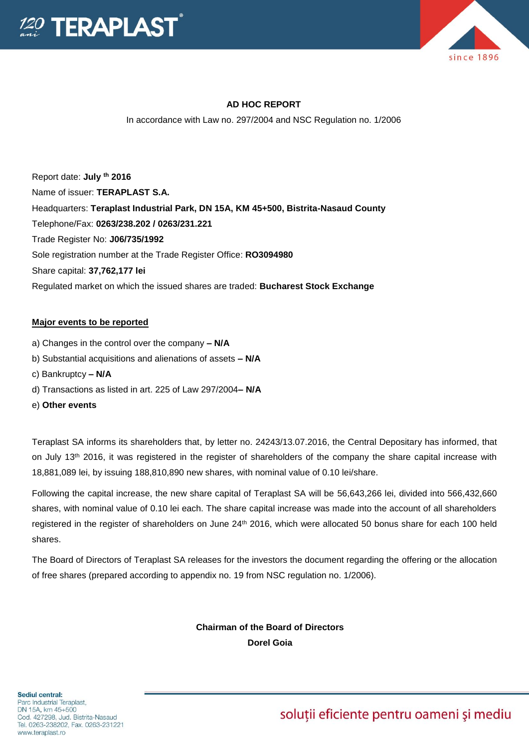**AD HOC REPORT**

In accordance with Law no. 297/2004 and NSC Regulation no. 1/2006

Report date: **July th 2016**

Name of issuer: **TERAPLAST S.A.**

Headquarters: **Teraplast Industrial Park, DN 15A, KM 45+500, Bistrita-Nasaud County**

Telephone/Fax: **0263/238.202 / 0263/231.221**

Trade Register No: **J06/735/1992**

Sole registration number at the Trade Register Office: **RO3094980**

Share capital: **37,762,177 lei**

Regulated market on which the issued shares are traded: **Bucharest Stock Exchange**

**Major events to be reported**

a) Changes in the control over the company **– N/A**

b) Substantial acquisitions and alienations of assets **– N/A**

c) Bankruptcy **– N/A**

d) Transactions as listed in art. 225 of Law 297/2004**– N/A**

e) **Other events**

Teraplast SA informs its shareholders that, by letter no. 24243/13.07.2016, the Central Depositary has informed, that on July 13th 2016, it was registered in the register of shareholders of the company the share capital increase with 18,881,089 lei, by issuing 188,810,890 new shares, with nominal value of 0.10 lei/share.

Following the capital increase, the new share capital of Teraplast SA will be 56,643,266 lei, divided into 566,432,660 shares, with nominal value of 0.10 lei each. The share capital increase was made into the account of all shareholders registered in the register of shareholders on June 24th 2016, which were allocated 50 bonus share for each 100 held shares.

The Board of Directors of Teraplast SA releases for the investors the document regarding the offering or the allocation of free shares (prepared according to appendix no. 19 from NSC regulation no. 1/2006).

**Chairman of the Board of Directors**

**Dorel Goia**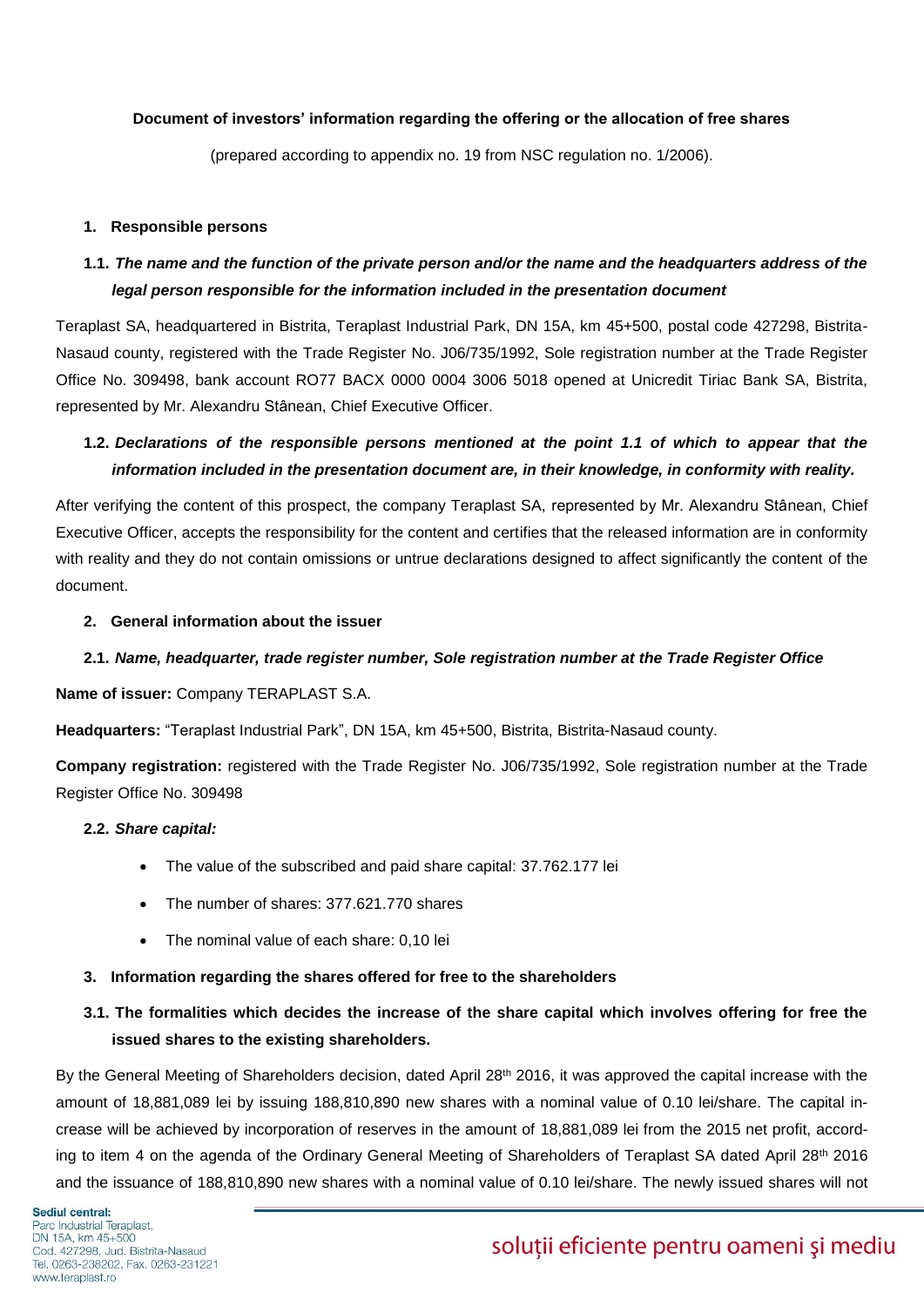**Document of investors' information regarding the offering or the allocation of free shares**

(prepared according to appendix no. 19 from NSC regulation no. 1/2006).

## 1. Responsible persons

### 1.1. *The name and the function of the private person and/or the name and the headquarters address of the legal person responsible for the information included in the presentation document*

Teraplast SA, headquartered in Bistrita, Teraplast Industrial Park, DN 15A, km 45+500, postal code 427298, Bistrita-Nasaud county, registered with the Trade Register No. J06/735/1992, Sole registration number at the Trade Register Office No. 309498, bank account RO77 BACX 0000 0004 3006 5018 opened at Unicredit Tiriac Bank SA, Bistrita, represented by Mr. Alexandru Stânean, Chief Executive Officer.

### 1.2. *Declarations of the responsible persons mentioned at the point 1.1 of which to appear that the information included in the presentation document are, in their knowledge, in conformity with reality.*

After verifying the content of this prospect, the company Teraplast SA, represented by Mr. Alexandru Stânean, Chief Executive Officer, accepts the responsibility for the content and certifies that the released information are in conformity with reality and they do not contain omissions or untrue declarations designed to affect significantly the content of the document.

## 2. General information about the issuer

### 2.1. *Name, headquarter, trade register number, Sole registration number at the Trade Register Office*

**Name of issuer:** Company TERAPLAST S.A.

**Headquarters:** "Teraplast Industrial Park", DN 15A, km 45+500, Bistrita, Bistrita-Nasaud county.

**Company registration:** registered with the Trade Register No. J06/735/1992, Sole registration number at the Trade Register Office No. 309498

### 2.2. *Share capital:*

- The value of the subscribed and paid share capital: 37.762.177 lei
- The number of shares: 377.621.770 shares
- The nominal value of each share: 0,10 lei

## 3. Information regarding the shares offered for free to the shareholders

### 3.1. The formalities which decides the increase of the share capital which involves offering for free the issued shares to the existing shareholders.

By the General Meeting of Shareholders decision, dated April 28th 2016, it was approved the capital increase with the amount of 18,881,089 lei by issuing 188,810,890 new shares with a nominal value of 0.10 lei/share. The capital increase will be achieved by incorporation of reserves in the amount of 18,881,089 lei from the 2015 net profit, according to item 4 on the agenda of the Ordinary General Meeting of Shareholders of Teraplast SA dated April 28th 2016 and the issuance of 188,810,890 new shares with a nominal value of 0.10 lei/share. The newly issued shares will not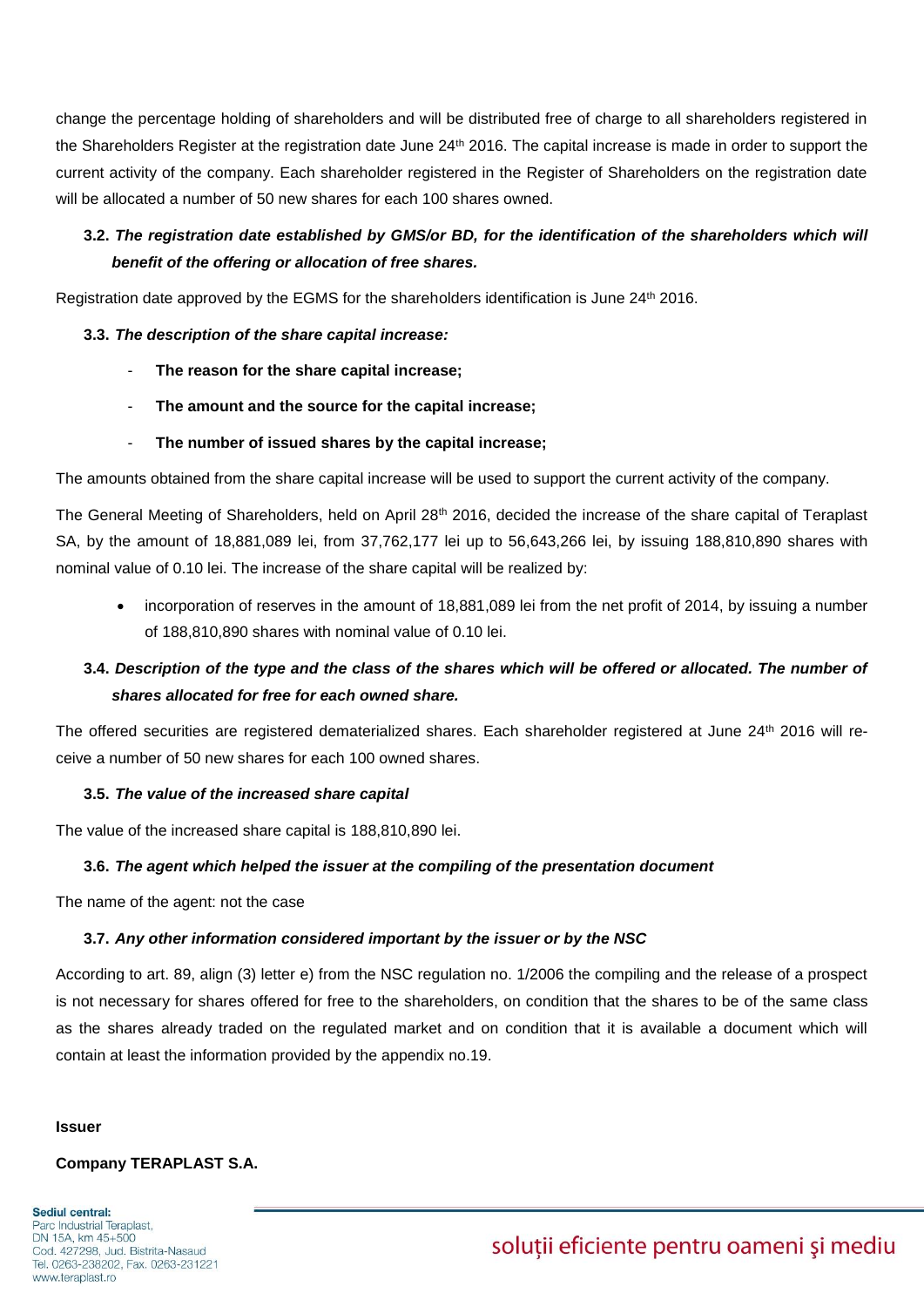change the percentage holding of shareholders and will be distributed free of charge to all shareholders registered in the Shareholders Register at the registration date June 24th 2016. The capital increase is made in order to support the current activity of the company. Each shareholder registered in the Register of Shareholders on the registration date will be allocated a number of 50 new shares for each 100 shares owned.

**3.2.** ***The registration date established by GMS/or BD, for the identification of the shareholders which will benefit of the offering or allocation of free shares.***

Registration date approved by the EGMS for the shareholders identification is June 24th 2016.

**3.3.** ***The description of the share capital increase:***

- **The reason for the share capital increase;**
- **The amount and the source for the capital increase;**
- **The number of issued shares by the capital increase;**

The amounts obtained from the share capital increase will be used to support the current activity of the company.

The General Meeting of Shareholders, held on April 28th 2016, decided the increase of the share capital of Teraplast SA, by the amount of 18,881,089 lei, from 37,762,177 lei up to 56,643,266 lei, by issuing 188,810,890 shares with nominal value of 0.10 lei. The increase of the share capital will be realized by:

- incorporation of reserves in the amount of 18,881,089 lei from the net profit of 2014, by issuing a number of 188,810,890 shares with nominal value of 0.10 lei.

**3.4.** ***Description of the type and the class of the shares which will be offered or allocated. The number of shares allocated for free for each owned share.***

The offered securities are registered dematerialized shares. Each shareholder registered at June 24th 2016 will receive a number of 50 new shares for each 100 owned shares.

**3.5.** ***The value of the increased share capital***

The value of the increased share capital is 188,810,890 lei.

**3.6.** ***The agent which helped the issuer at the compiling of the presentation document***

The name of the agent: not the case

**3.7.** ***Any other information considered important by the issuer or by the NSC***

According to art. 89, align (3) letter e) from the NSC regulation no. 1/2006 the compiling and the release of a prospect is not necessary for shares offered for free to the shareholders, on condition that the shares to be of the same class as the shares already traded on the regulated market and on condition that it is available a document which will contain at least the information provided by the appendix no.19.

**Issuer**

**Company TERAPLAST S.A.**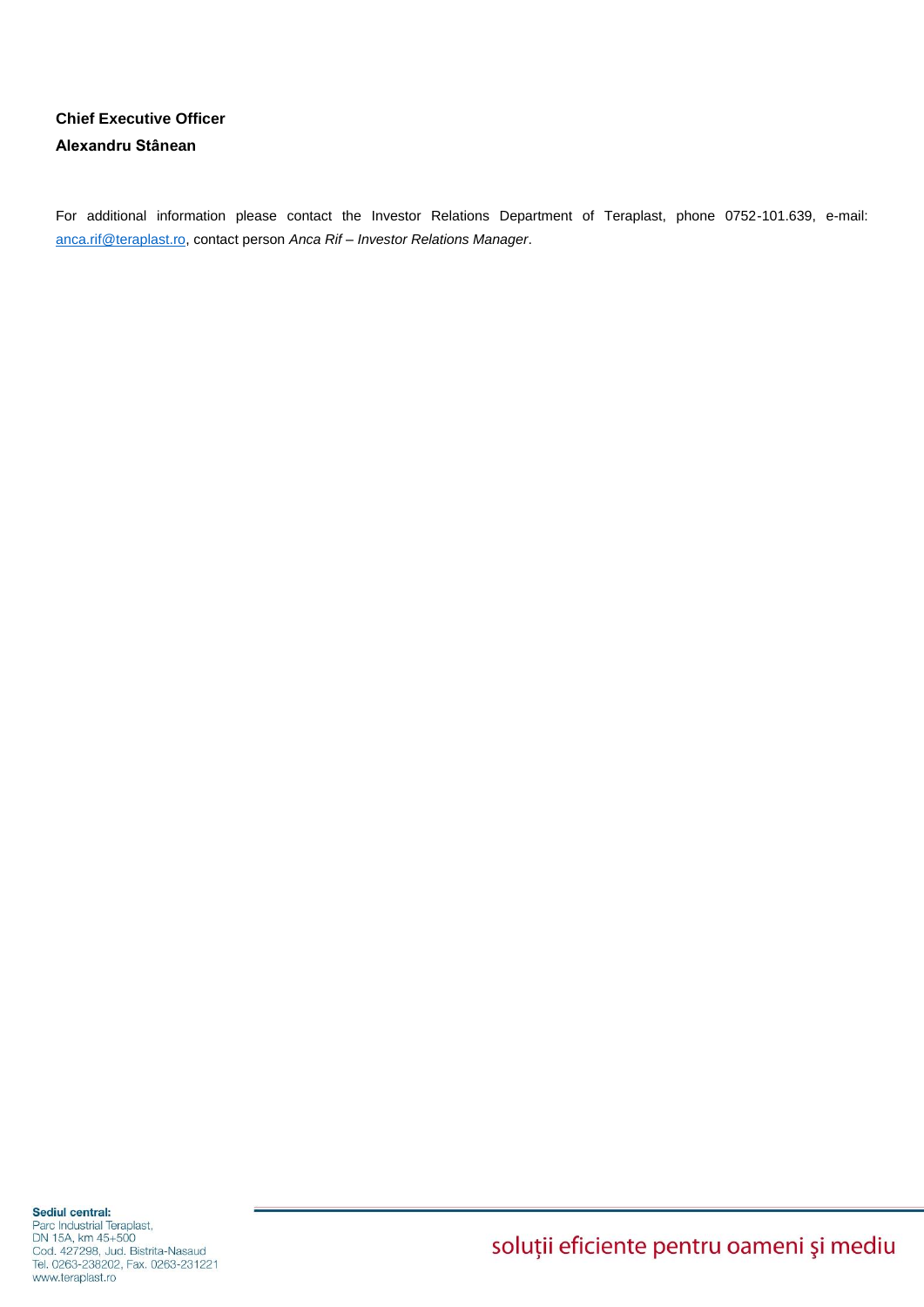**Chief Executive Officer**

**Alexandru Stânean**

For additional information please contact the Investor Relations Department of Teraplast, phone 0752-101.639, e-mail: anca.rif@teraplast.ro, contact person *Anca Rif – Investor Relations Manager*.